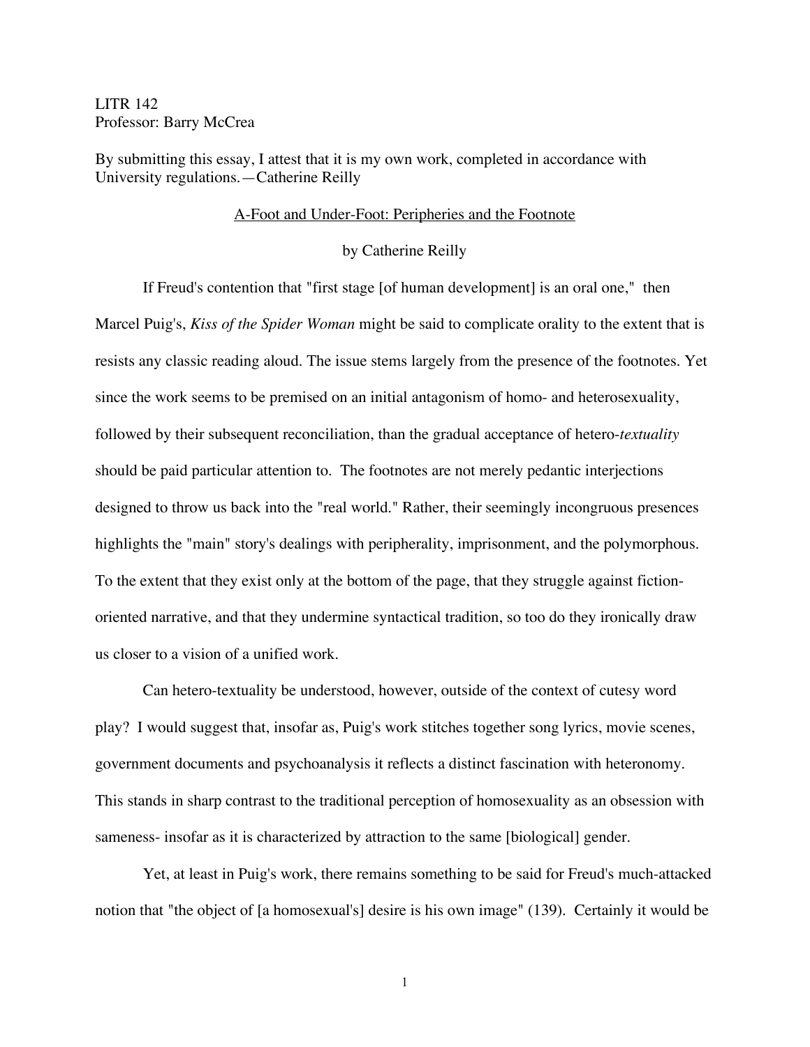LITR 142
Professor: Barry McCrea

By submitting this essay, I attest that it is my own work, completed in accordance with University regulations.—Catherine Reilly

<u>A-Foot and Under-Foot: Peripheries and the Footnote</u>

by Catherine Reilly

If Freud's contention that "first stage [of human development] is an oral one," then Marcel Puig's, *Kiss of the Spider Woman* might be said to complicate orality to the extent that is resists any classic reading aloud. The issue stems largely from the presence of the footnotes. Yet since the work seems to be premised on an initial antagonism of homo- and heterosexuality, followed by their subsequent reconciliation, than the gradual acceptance of hetero-*textuality* should be paid particular attention to. The footnotes are not merely pedantic interjections designed to throw us back into the "real world." Rather, their seemingly incongruous presences highlights the "main" story's dealings with peripherality, imprisonment, and the polymorphous. To the extent that they exist only at the bottom of the page, that they struggle against fiction-oriented narrative, and that they undermine syntactical tradition, so too do they ironically draw us closer to a vision of a unified work.

Can hetero-textuality be understood, however, outside of the context of cutesy word play? I would suggest that, insofar as, Puig's work stitches together song lyrics, movie scenes, government documents and psychoanalysis it reflects a distinct fascination with heteronomy. This stands in sharp contrast to the traditional perception of homosexuality as an obsession with sameness- insofar as it is characterized by attraction to the same [biological] gender.

Yet, at least in Puig's work, there remains something to be said for Freud's much-attacked notion that "the object of [a homosexual's] desire is his own image" (139). Certainly it would be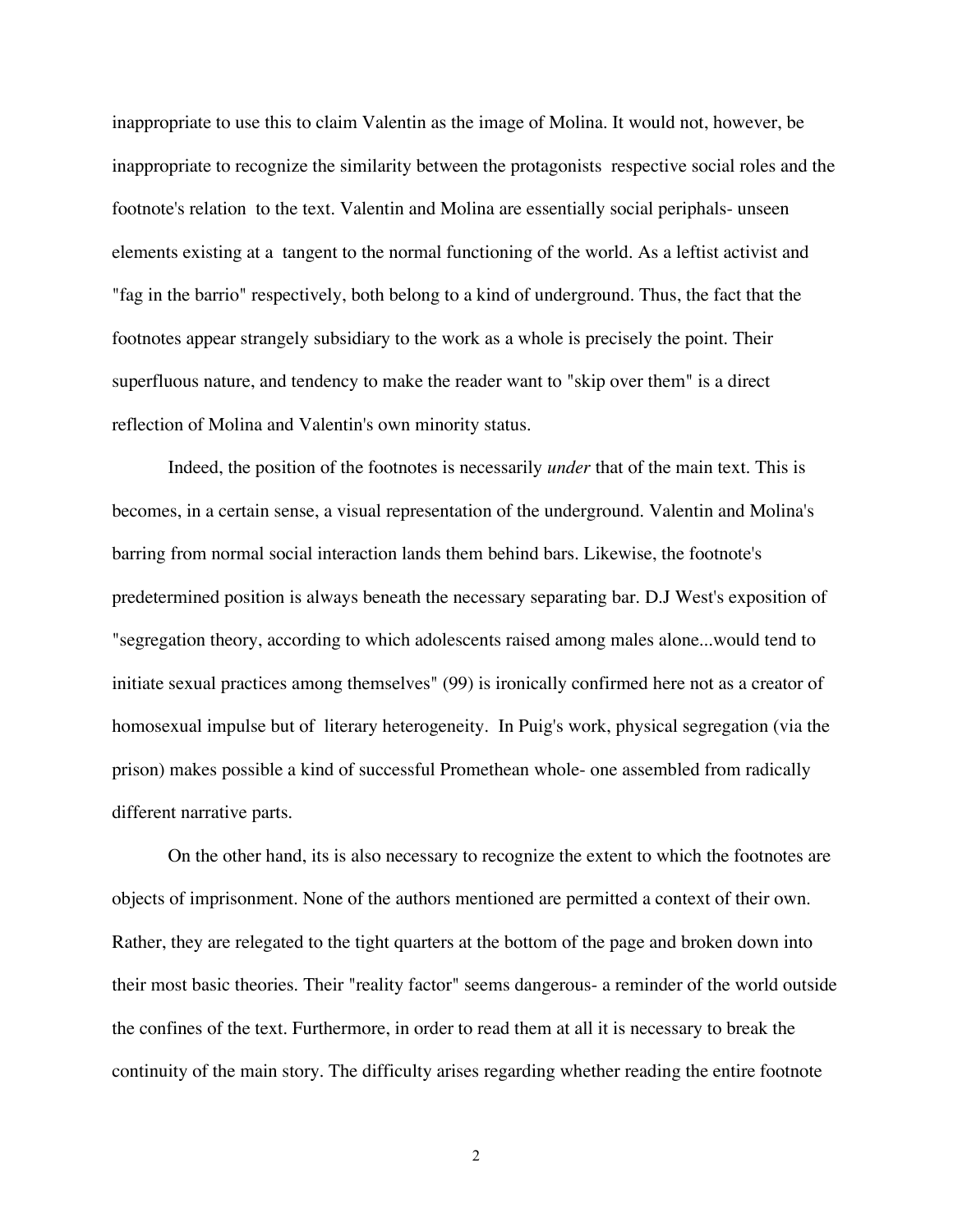inappropriate to use this to claim Valentin as the image of Molina. It would not, however, be inappropriate to recognize the similarity between the protagonists respective social roles and the footnote's relation to the text. Valentin and Molina are essentially social periphals- unseen elements existing at a tangent to the normal functioning of the world. As a leftist activist and "fag in the barrio" respectively, both belong to a kind of underground. Thus, the fact that the footnotes appear strangely subsidiary to the work as a whole is precisely the point. Their superfluous nature, and tendency to make the reader want to "skip over them" is a direct reflection of Molina and Valentin's own minority status.

Indeed, the position of the footnotes is necessarily *under* that of the main text. This is becomes, in a certain sense, a visual representation of the underground. Valentin and Molina's barring from normal social interaction lands them behind bars. Likewise, the footnote's predetermined position is always beneath the necessary separating bar. D.J West's exposition of "segregation theory, according to which adolescents raised among males alone...would tend to initiate sexual practices among themselves" (99) is ironically confirmed here not as a creator of homosexual impulse but of literary heterogeneity. In Puig's work, physical segregation (via the prison) makes possible a kind of successful Promethean whole- one assembled from radically different narrative parts.

On the other hand, its is also necessary to recognize the extent to which the footnotes are objects of imprisonment. None of the authors mentioned are permitted a context of their own. Rather, they are relegated to the tight quarters at the bottom of the page and broken down into their most basic theories. Their "reality factor" seems dangerous- a reminder of the world outside the confines of the text. Furthermore, in order to read them at all it is necessary to break the continuity of the main story. The difficulty arises regarding whether reading the entire footnote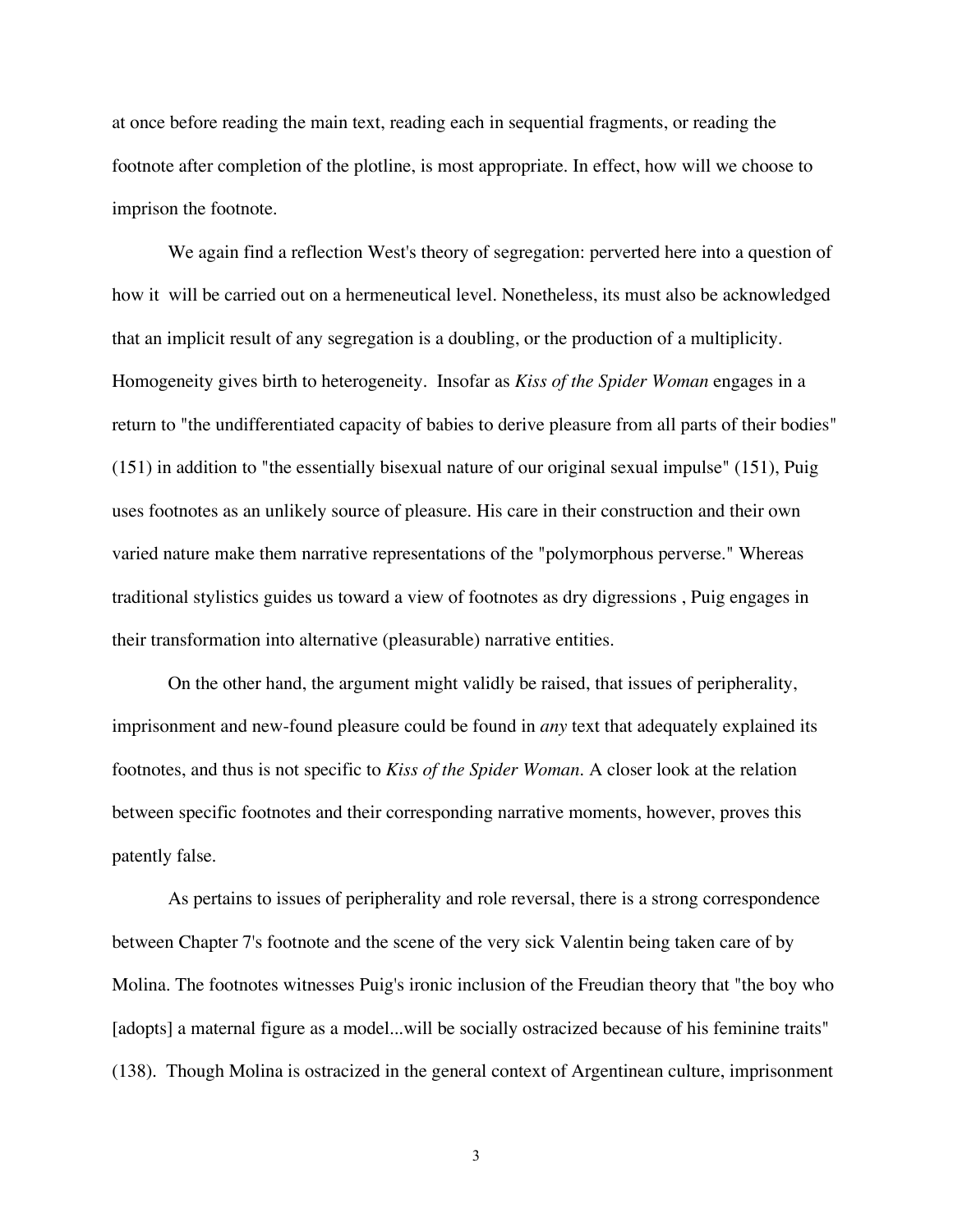at once before reading the main text, reading each in sequential fragments, or reading the footnote after completion of the plotline, is most appropriate. In effect, how will we choose to imprison the footnote.

We again find a reflection West's theory of segregation: perverted here into a question of how it will be carried out on a hermeneutical level. Nonetheless, its must also be acknowledged that an implicit result of any segregation is a doubling, or the production of a multiplicity. Homogeneity gives birth to heterogeneity. Insofar as *Kiss of the Spider Woman* engages in a return to "the undifferentiated capacity of babies to derive pleasure from all parts of their bodies" (151) in addition to "the essentially bisexual nature of our original sexual impulse" (151), Puig uses footnotes as an unlikely source of pleasure. His care in their construction and their own varied nature make them narrative representations of the "polymorphous perverse." Whereas traditional stylistics guides us toward a view of footnotes as dry digressions , Puig engages in their transformation into alternative (pleasurable) narrative entities.

On the other hand, the argument might validly be raised, that issues of peripherality, imprisonment and new-found pleasure could be found in *any* text that adequately explained its footnotes, and thus is not specific to *Kiss of the Spider Woman*. A closer look at the relation between specific footnotes and their corresponding narrative moments, however, proves this patently false.

As pertains to issues of peripherality and role reversal, there is a strong correspondence between Chapter 7's footnote and the scene of the very sick Valentin being taken care of by Molina. The footnotes witnesses Puig's ironic inclusion of the Freudian theory that "the boy who [adopts] a maternal figure as a model...will be socially ostracized because of his feminine traits" (138). Though Molina is ostracized in the general context of Argentinean culture, imprisonment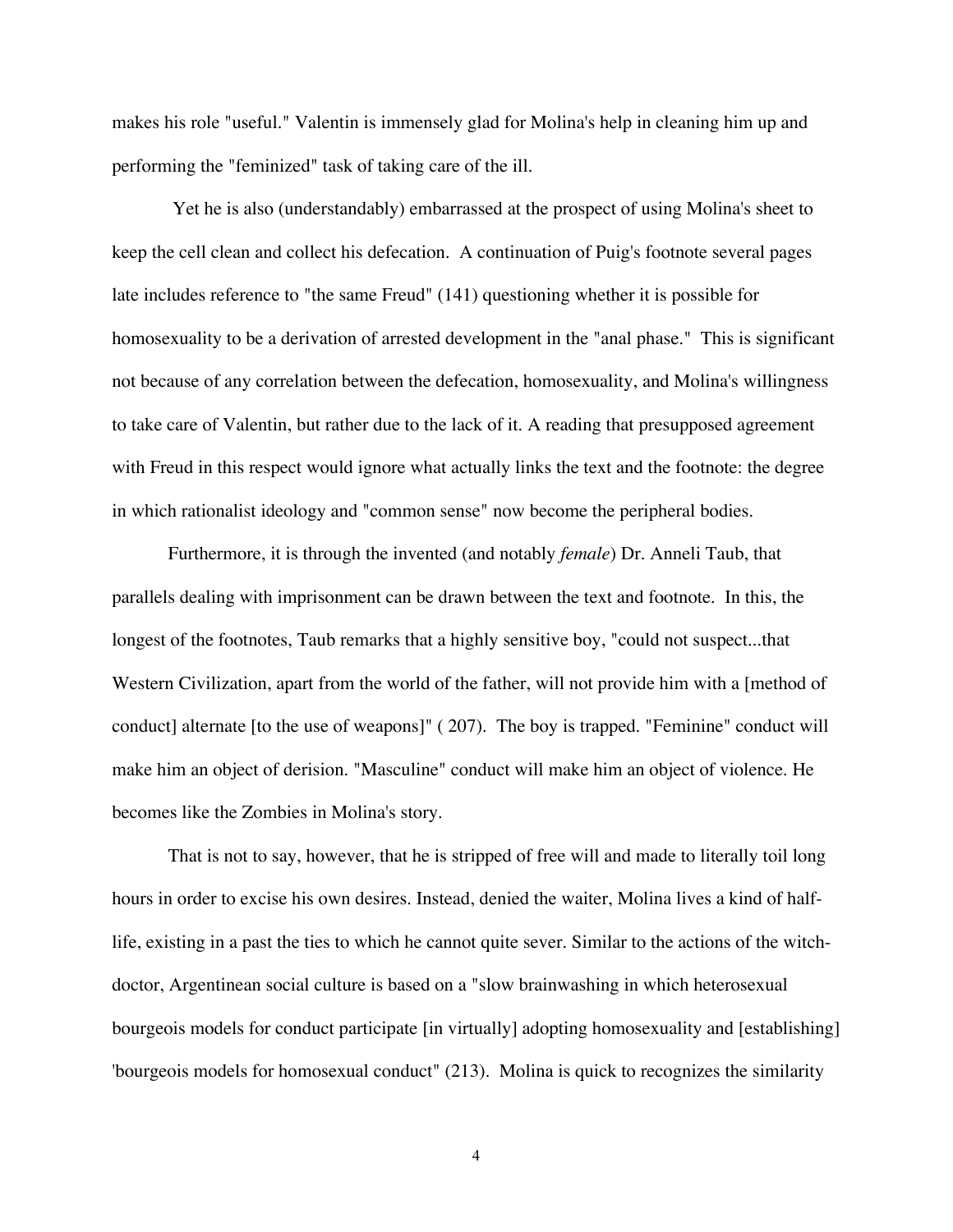makes his role "useful." Valentin is immensely glad for Molina's help in cleaning him up and performing the "feminized" task of taking care of the ill.

Yet he is also (understandably) embarrassed at the prospect of using Molina's sheet to keep the cell clean and collect his defecation. A continuation of Puig's footnote several pages late includes reference to "the same Freud" (141) questioning whether it is possible for homosexuality to be a derivation of arrested development in the "anal phase." This is significant not because of any correlation between the defecation, homosexuality, and Molina's willingness to take care of Valentin, but rather due to the lack of it. A reading that presupposed agreement with Freud in this respect would ignore what actually links the text and the footnote: the degree in which rationalist ideology and "common sense" now become the peripheral bodies.

Furthermore, it is through the invented (and notably *female*) Dr. Anneli Taub, that parallels dealing with imprisonment can be drawn between the text and footnote. In this, the longest of the footnotes, Taub remarks that a highly sensitive boy, "could not suspect...that Western Civilization, apart from the world of the father, will not provide him with a [method of conduct] alternate [to the use of weapons]" ( 207). The boy is trapped. "Feminine" conduct will make him an object of derision. "Masculine" conduct will make him an object of violence. He becomes like the Zombies in Molina's story.

That is not to say, however, that he is stripped of free will and made to literally toil long hours in order to excise his own desires. Instead, denied the waiter, Molina lives a kind of half-life, existing in a past the ties to which he cannot quite sever. Similar to the actions of the witch-doctor, Argentinean social culture is based on a "slow brainwashing in which heterosexual bourgeois models for conduct participate [in virtually] adopting homosexuality and [establishing] 'bourgeois models for homosexual conduct" (213). Molina is quick to recognizes the similarity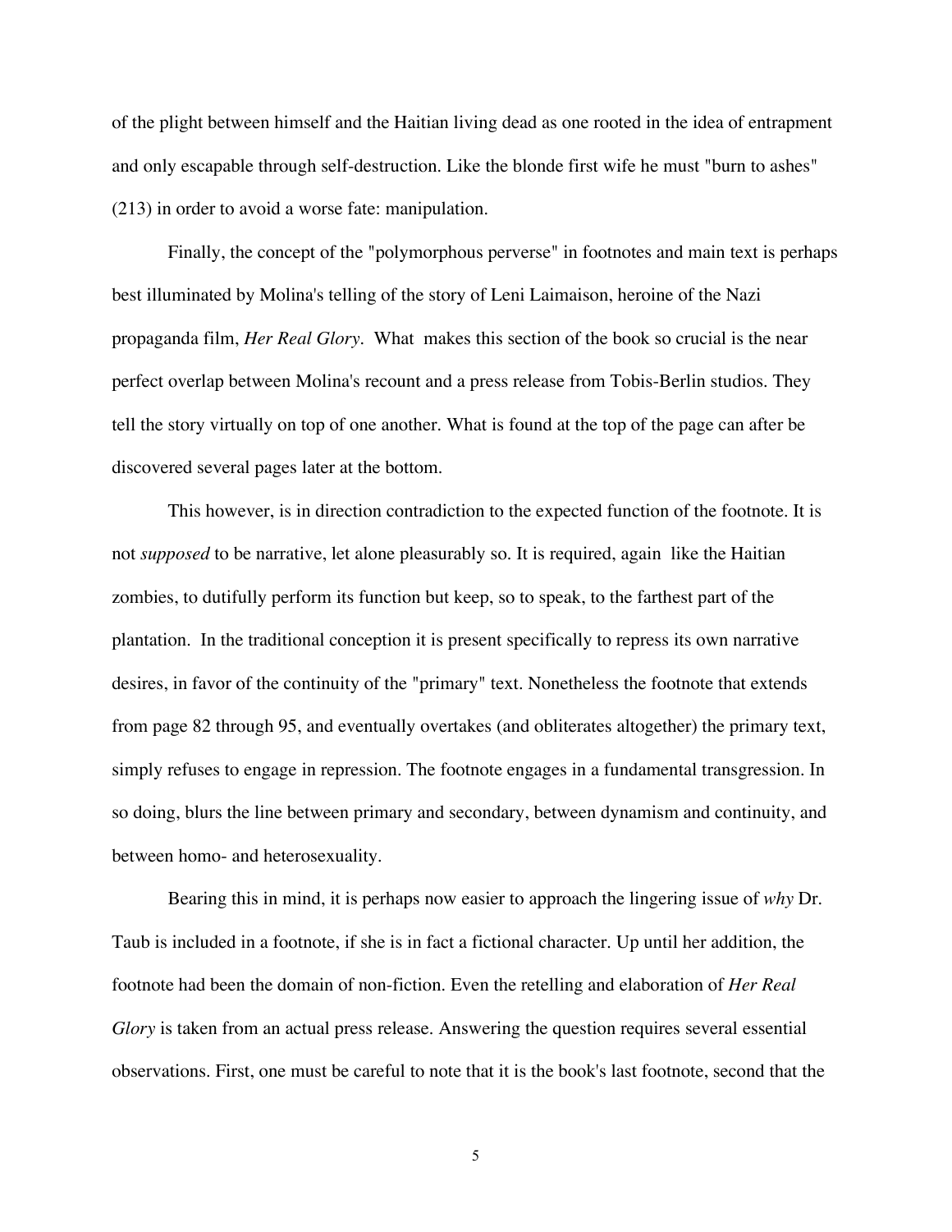of the plight between himself and the Haitian living dead as one rooted in the idea of entrapment and only escapable through self-destruction. Like the blonde first wife he must "burn to ashes" (213) in order to avoid a worse fate: manipulation.

Finally, the concept of the "polymorphous perverse" in footnotes and main text is perhaps best illuminated by Molina's telling of the story of Leni Laimaison, heroine of the Nazi propaganda film, *Her Real Glory*. What makes this section of the book so crucial is the near perfect overlap between Molina's recount and a press release from Tobis-Berlin studios. They tell the story virtually on top of one another. What is found at the top of the page can after be discovered several pages later at the bottom.

This however, is in direction contradiction to the expected function of the footnote. It is not *supposed* to be narrative, let alone pleasurably so. It is required, again like the Haitian zombies, to dutifully perform its function but keep, so to speak, to the farthest part of the plantation. In the traditional conception it is present specifically to repress its own narrative desires, in favor of the continuity of the "primary" text. Nonetheless the footnote that extends from page 82 through 95, and eventually overtakes (and obliterates altogether) the primary text, simply refuses to engage in repression. The footnote engages in a fundamental transgression. In so doing, blurs the line between primary and secondary, between dynamism and continuity, and between homo- and heterosexuality.

Bearing this in mind, it is perhaps now easier to approach the lingering issue of *why* Dr. Taub is included in a footnote, if she is in fact a fictional character. Up until her addition, the footnote had been the domain of non-fiction. Even the retelling and elaboration of *Her Real Glory* is taken from an actual press release. Answering the question requires several essential observations. First, one must be careful to note that it is the book's last footnote, second that the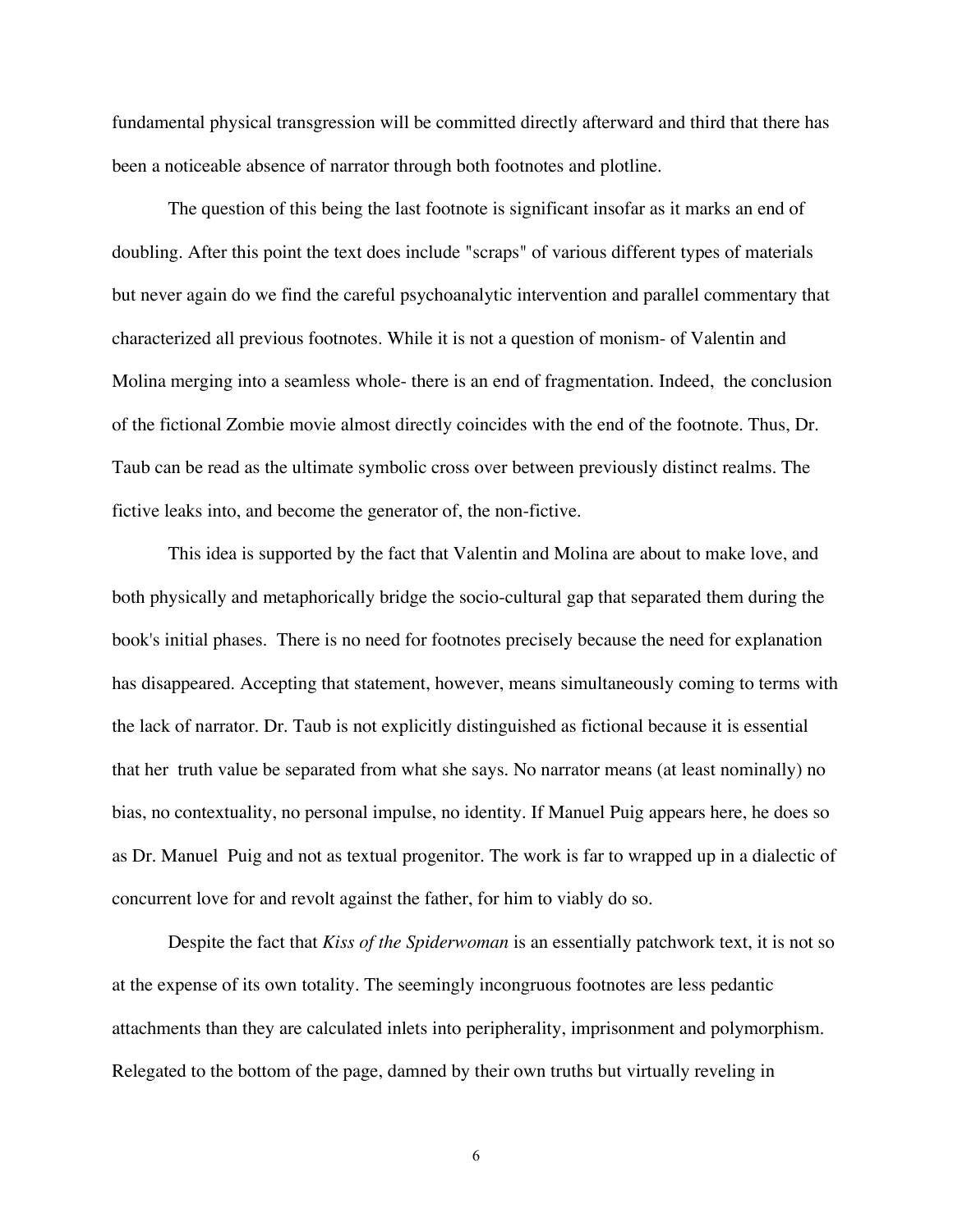fundamental physical transgression will be committed directly afterward and third that there has been a noticeable absence of narrator through both footnotes and plotline.

The question of this being the last footnote is significant insofar as it marks an end of doubling. After this point the text does include "scraps" of various different types of materials but never again do we find the careful psychoanalytic intervention and parallel commentary that characterized all previous footnotes. While it is not a question of monism- of Valentin and Molina merging into a seamless whole- there is an end of fragmentation. Indeed, the conclusion of the fictional Zombie movie almost directly coincides with the end of the footnote. Thus, Dr. Taub can be read as the ultimate symbolic cross over between previously distinct realms. The fictive leaks into, and become the generator of, the non-fictive.

This idea is supported by the fact that Valentin and Molina are about to make love, and both physically and metaphorically bridge the socio-cultural gap that separated them during the book's initial phases. There is no need for footnotes precisely because the need for explanation has disappeared. Accepting that statement, however, means simultaneously coming to terms with the lack of narrator. Dr. Taub is not explicitly distinguished as fictional because it is essential that her truth value be separated from what she says. No narrator means (at least nominally) no bias, no contextuality, no personal impulse, no identity. If Manuel Puig appears here, he does so as Dr. Manuel Puig and not as textual progenitor. The work is far to wrapped up in a dialectic of concurrent love for and revolt against the father, for him to viably do so.

Despite the fact that *Kiss of the Spiderwoman* is an essentially patchwork text, it is not so at the expense of its own totality. The seemingly incongruous footnotes are less pedantic attachments than they are calculated inlets into peripherality, imprisonment and polymorphism. Relegated to the bottom of the page, damned by their own truths but virtually reveling in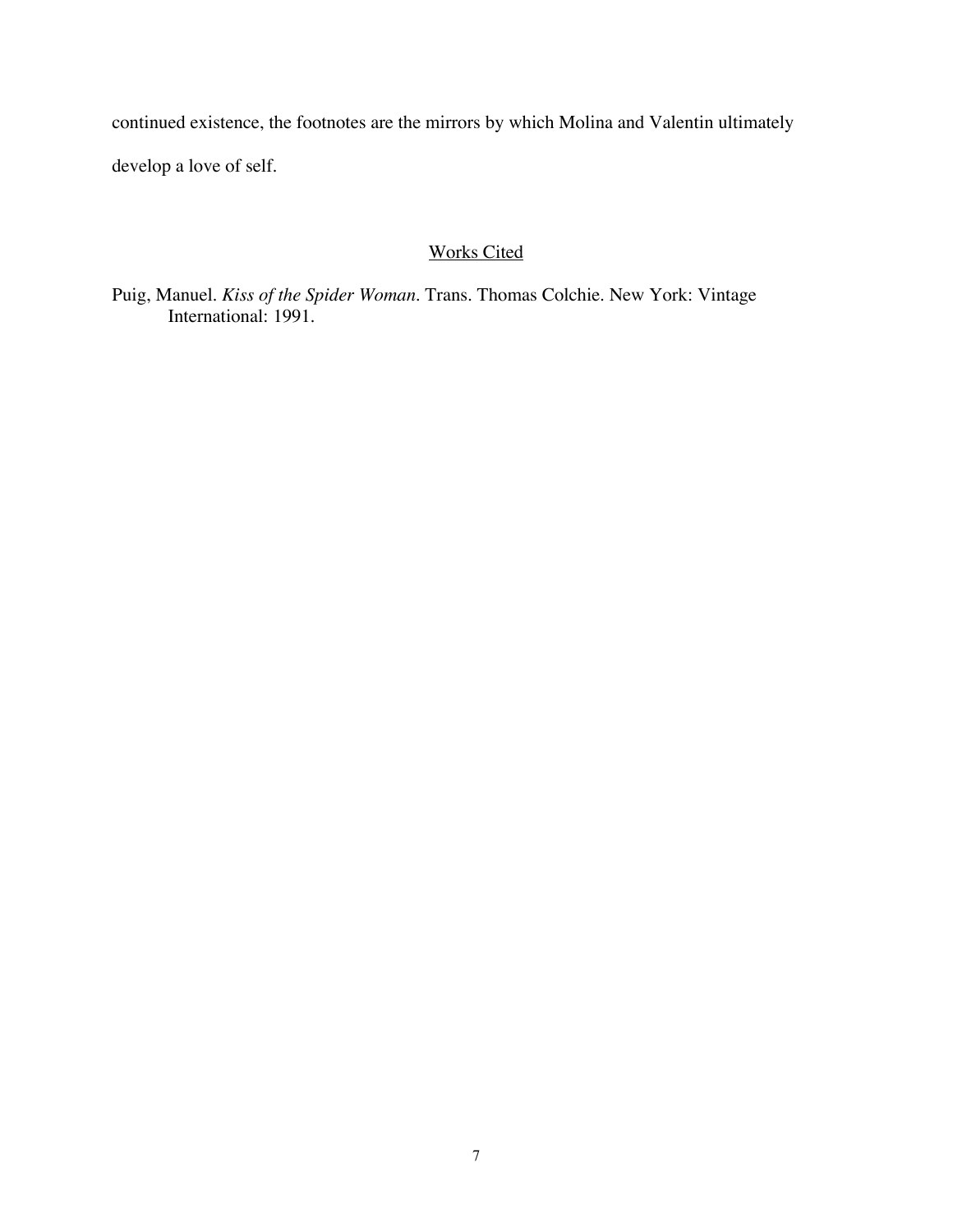continued existence, the footnotes are the mirrors by which Molina and Valentin ultimately develop a love of self.

## Works Cited

Puig, Manuel. *Kiss of the Spider Woman*. Trans. Thomas Colchie. New York: Vintage International: 1991.